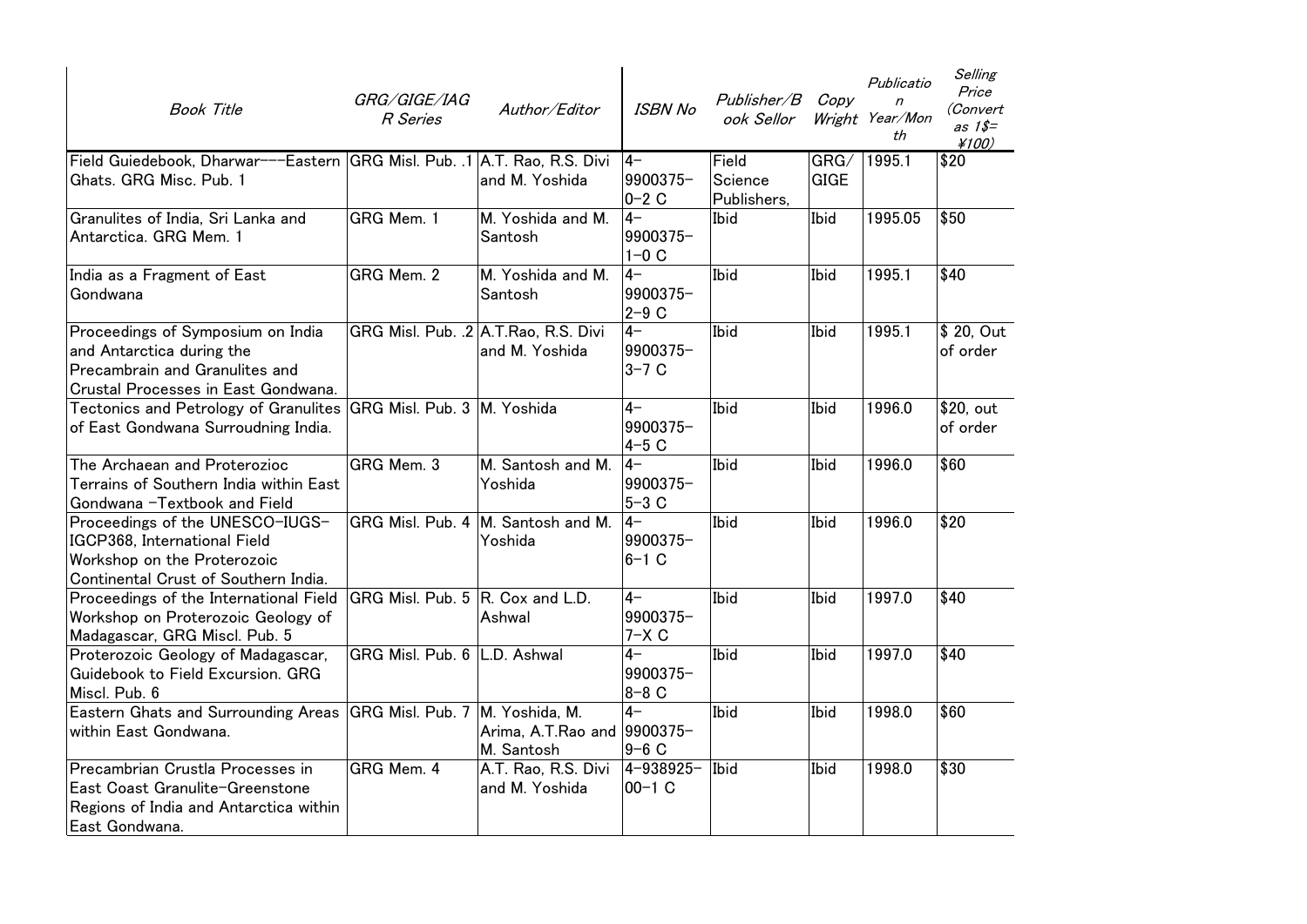| Book Title | GRG/GIGE/IAGR Series | Author/Editor | ISBN No | Publisher/Book Sellor | Copy Wright | Publication Year/Month | Selling Price (Convert as 1$=¥100) |
|---|---|---|---|---|---|---|---|
| Field Guiedebook, Dharwar---Eastern Ghats. GRG Misc. Pub. 1 | GRG Misl. Pub. .1 | A.T. Rao, R.S. Divi and M. Yoshida | 4-9900375-0-2 C | Field Science Publishers, | GRG/GIGE | 1995.1 | $20 |
| Granulites of India, Sri Lanka and Antarctica. GRG Mem. 1 | GRG Mem. 1 | M. Yoshida and M. Santosh | 4-9900375-1-0 C | Ibid | Ibid | 1995.05 | $50 |
| India as a Fragment of East Gondwana | GRG Mem. 2 | M. Yoshida and M. Santosh | 4-9900375-2-9 C | Ibid | Ibid | 1995.1 | $40 |
| Proceedings of Symposium on India and Antarctica during the Precambrain and Granulites and Crustal Processes in East Gondwana. | GRG Misl. Pub. .2 | A.T.Rao, R.S. Divi and M. Yoshida | 4-9900375-3-7 C | Ibid | Ibid | 1995.1 | $ 20, Out of order |
| Tectonics and Petrology of Granulites of East Gondwana Surroudning India. | GRG Misl. Pub. 3 | M. Yoshida | 4-9900375-4-5 C | Ibid | Ibid | 1996.0 | $20, out of order |
| The Archaean and Proterozioc Terrains of Southern India within East Gondwana -Textbook and Field | GRG Mem. 3 | M. Santosh and M. Yoshida | 4-9900375-5-3 C | Ibid | Ibid | 1996.0 | $60 |
| Proceedings of the UNESCO-IUGS-IGCP368, International Field Workshop on the Proterozoic Continental Crust of Southern India. | GRG Misl. Pub. 4 | M. Santosh and M. Yoshida | 4-9900375-6-1 C | Ibid | Ibid | 1996.0 | $20 |
| Proceedings of the International Field Workshop on Proterozoic Geology of Madagascar, GRG Miscl. Pub. 5 | GRG Misl. Pub. 5 | R. Cox and L.D. Ashwal | 4-9900375-7-X C | Ibid | Ibid | 1997.0 | $40 |
| Proterozoic Geology of Madagascar, Guidebook to Field Excursion. GRG Miscl. Pub. 6 | GRG Misl. Pub. 6 | L.D. Ashwal | 4-9900375-8-8 C | Ibid | Ibid | 1997.0 | $40 |
| Eastern Ghats and Surrounding Areas within East Gondwana. | GRG Misl. Pub. 7 | M. Yoshida, M. Arima, A.T.Rao and M. Santosh | 4-9900375-9-6 C | Ibid | Ibid | 1998.0 | $60 |
| Precambrian Crustla Processes in East Coast Granulite-Greenstone Regions of India and Antarctica within East Gondwana. | GRG Mem. 4 | A.T. Rao, R.S. Divi and M. Yoshida | 4-938925-00-1 C | Ibid | Ibid | 1998.0 | $30 |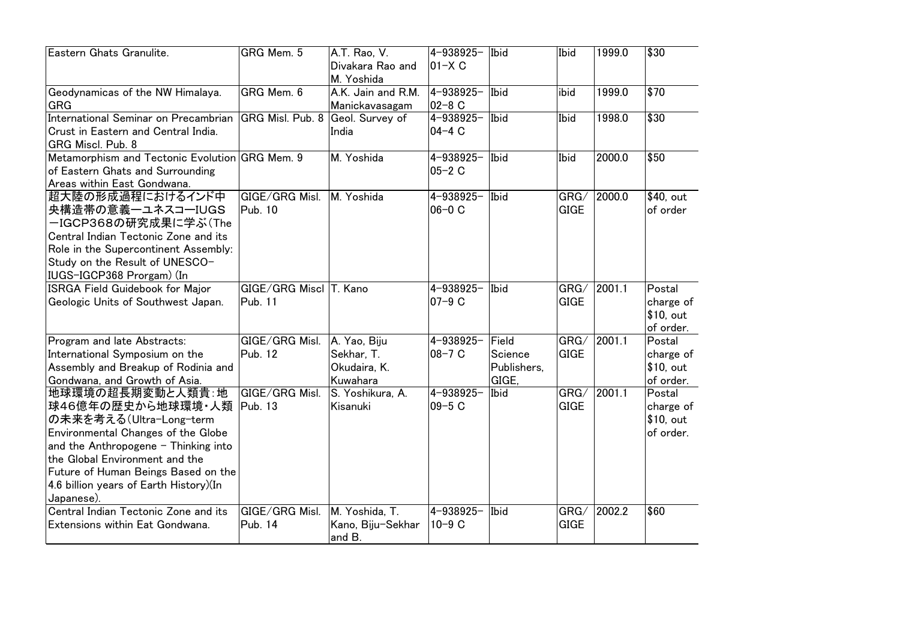| | | | | | | | |
|---|---|---|---|---|---|---|---|
| Eastern Ghats Granulite. | GRG Mem. 5 | A.T. Rao, V. Divakara Rao and M. Yoshida | 4-938925-01-X C | Ibid | Ibid | 1999.0 | $30 |
| Geodynamicas of the NW Himalaya. GRG | GRG Mem. 6 | A.K. Jain and R.M. Manickavasagam | 4-938925-02-8 C | Ibid | ibid | 1999.0 | $70 |
| International Seminar on Precambrian Crust in Eastern and Central India. GRG Miscl. Pub. 8 | GRG Misl. Pub. 8 | Geol. Survey of India | 4-938925-04-4 C | Ibid | Ibid | 1998.0 | $30 |
| Metamorphism and Tectonic Evolution of Eastern Ghats and Surrounding Areas within East Gondwana. | GRG Mem. 9 | M. Yoshida | 4-938925-05-2 C | Ibid | Ibid | 2000.0 | $50 |
| 超大陸の形成過程におけるインド中央構造帯の意義—ユネスコ—IUGS—IGCP368の研究成果に学ぶ(The Central Indian Tectonic Zone and its Role in the Supercontinent Assembly: Study on the Result of UNESCO-IUGS-IGCP368 Prorgam) (In | GIGE/GRG Misl. Pub. 10 | M. Yoshida | 4-938925-06-0 C | Ibid | GRG/GIGE | 2000.0 | $40, out of order |
| ISRGA Field Guidebook for Major Geologic Units of Southwest Japan. | GIGE/GRG Miscl Pub. 11 | T. Kano | 4-938925-07-9 C | Ibid | GRG/GIGE | 2001.1 | Postal charge of $10, out of order. |
| Program and late Abstracts: International Symposium on the Assembly and Breakup of Rodinia and Gondwana, and Growth of Asia. | GIGE/GRG Misl. Pub. 12 | A. Yao, Biju Sekhar, T. Okudaira, K. Kuwahara | 4-938925-08-7 C | Field Science Publishers, GIGE, | GRG/GIGE | 2001.1 | Postal charge of $10, out of order. |
| 地球環境の超長期変動と人類貴:地球46億年の歴史から地球環境・人類の未来を考える(Ultra-Long-term Environmental Changes of the Globe and the Anthropogene - Thinking into the Global Environment and the Future of Human Beings Based on the 4.6 billion years of Earth History)(In Japanese). | GIGE/GRG Misl. Pub. 13 | S. Yoshikura, A. Kisanuki | 4-938925-09-5 C | Ibid | GRG/GIGE | 2001.1 | Postal charge of $10, out of order. |
| Central Indian Tectonic Zone and its Extensions within Eat Gondwana. | GIGE/GRG Misl. Pub. 14 | M. Yoshida, T. Kano, Biju-Sekhar and B. | 4-938925-10-9 C | Ibid | GRG/GIGE | 2002.2 | $60 |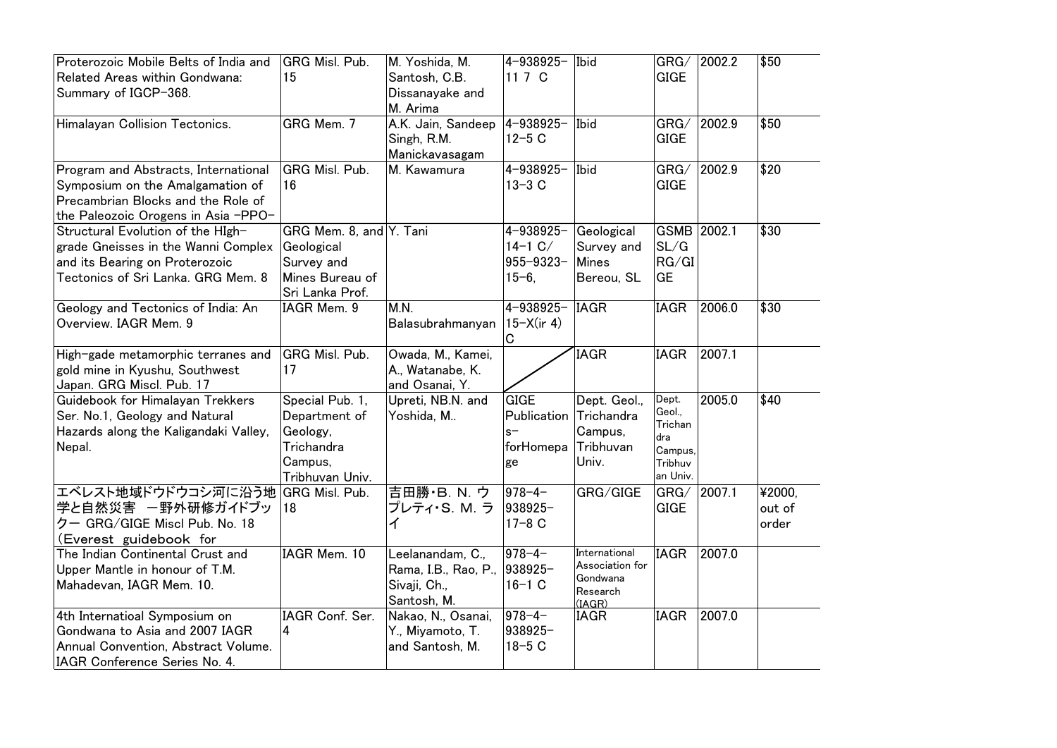| | | | | | | | |
|---|---|---|---|---|---|---|---|
| Proterozoic Mobile Belts of India and Related Areas within Gondwana: Summary of IGCP-368. | GRG Misl. Pub. 15 | M. Yoshida, M. Santosh, C.B. Dissanayake and M. Arima | 4-938925-11 7 C | Ibid | GRG/GIGE | 2002.2 | $50 |
| Himalayan Collision Tectonics. | GRG Mem. 7 | A.K. Jain, Sandeep Singh, R.M. Manickavasagam | 4-938925-12-5 C | Ibid | GRG/GIGE | 2002.9 | $50 |
| Program and Abstracts, International Symposium on the Amalgamation of Precambrian Blocks and the Role of the Paleozoic Orogens in Asia -PPO- | GRG Misl. Pub. 16 | M. Kawamura | 4-938925-13-3 C | Ibid | GRG/GIGE | 2002.9 | $20 |
| Structural Evolution of the HIgh-grade Gneisses in the Wanni Complex and its Bearing on Proterozoic Tectonics of Sri Lanka. GRG Mem. 8 | GRG Mem. 8, and Geological Survey and Mines Bureau of Sri Lanka Prof. | Y. Tani | 4-938925-14-1 C/ 955-9323-15-6, | Geological Survey and Mines Bereou, SL | GSMB SL/GRG/GIGE | 2002.1 | $30 |
| Geology and Tectonics of India: An Overview. IAGR Mem. 9 | IAGR Mem. 9 | M.N. Balasubrahmanyan | 4-938925-15-X(ir 4) C | IAGR | IAGR | 2006.0 | $30 |
| High-gade metamorphic terranes and gold mine in Kyushu, Southwest Japan. GRG Miscl. Pub. 17 | GRG Misl. Pub. 17 | Owada, M., Kamei, A., Watanabe, K. and Osanai, Y. | | IAGR | IAGR | 2007.1 | |
| Guidebook for Himalayan Trekkers Ser. No.1, Geology and Natural Hazards along the Kaligandaki Valley, Nepal. | Special Pub. 1, Department of Geology, Trichandra Campus, Tribhuvan Univ. | Upreti, NB.N. and Yoshida, M.. | GIGE Publications-forHomepage | Dept. Geol., Trichandra Campus, Tribhuvan Univ. | Dept. Geol., Trichandra Campus, Tribhuvan Univ. | 2005.0 | $40 |
| エベレスト地域ドウドウコシ河に沿う地学と自然災害 ー野外研修ガイドブックー GRG/GIGE Miscl Pub. No. 18 (Everest guidebook for | GRG Misl. Pub. 18 | 吉田勝・B. N. ウプレティ・S. M. ライ | 978-4-938925-17-8 C | GRG/GIGE | GRG/GIGE | 2007.1 | ¥2000, out of order |
| The Indian Continental Crust and Upper Mantle in honour of T.M. Mahadevan, IAGR Mem. 10. | IAGR Mem. 10 | Leelanandam, C., Rama, I.B., Rao, P., Sivaji, Ch., Santosh, M. | 978-4-938925-16-1 C | International Association for Gondwana Research (IAGR) | IAGR | 2007.0 | |
| 4th Internatioal Symposium on Gondwana to Asia and 2007 IAGR Annual Convention, Abstract Volume. IAGR Conference Series No. 4. | IAGR Conf. Ser. 4 | Nakao, N., Osanai, Y., Miyamoto, T. and Santosh, M. | 978-4-938925-18-5 C | IAGR | IAGR | 2007.0 | |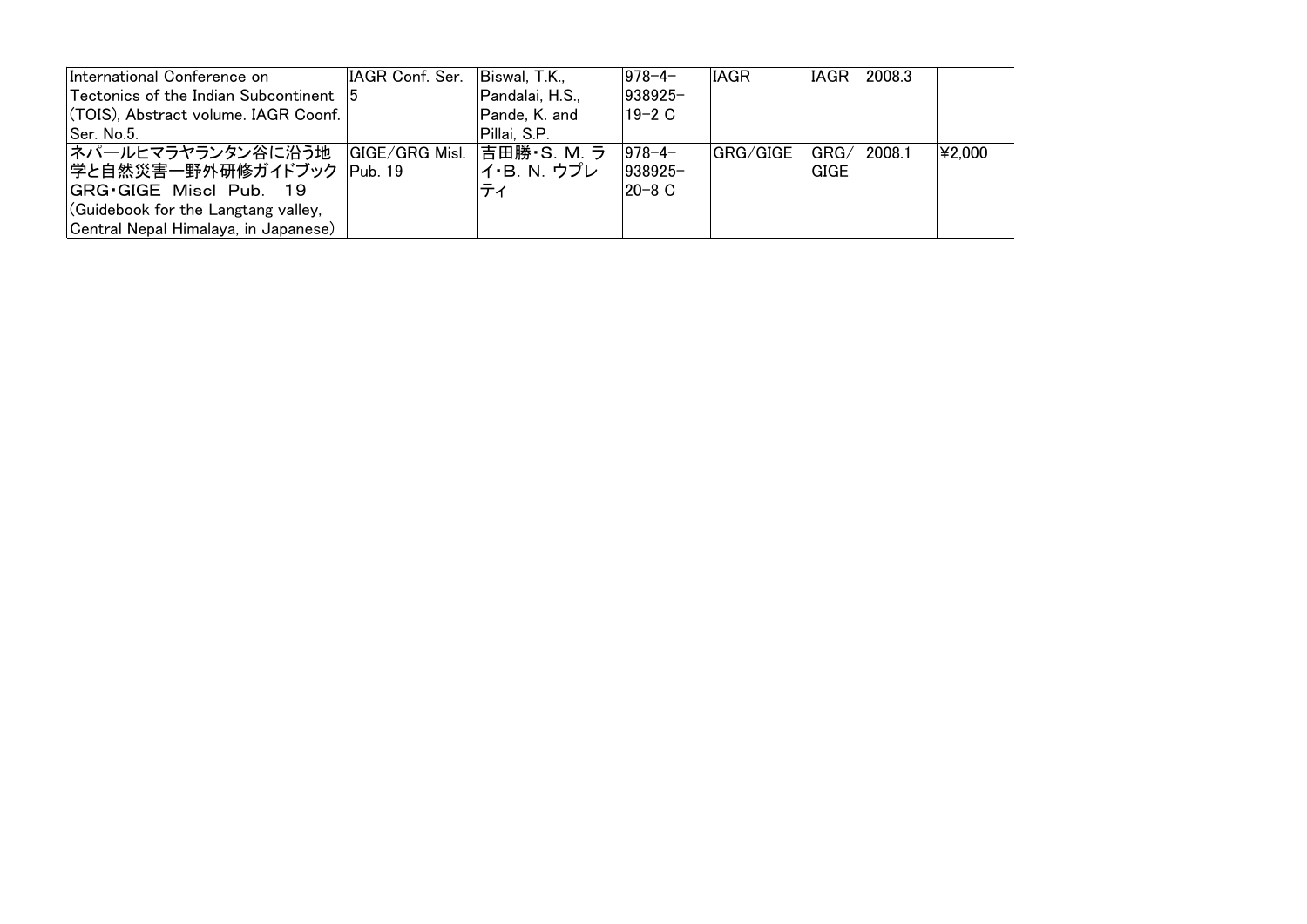| | | | | | | | |
|---|---|---|---|---|---|---|---|
| International Conference on Tectonics of the Indian Subcontinent (TOIS), Abstract volume. IAGR Coonf. Ser. No.5. | IAGR Conf. Ser. 5 | Biswal, T.K., Pandalai, H.S., Pande, K. and Pillai, S.P. | 978-4-938925-19-2 C | IAGR | IAGR | 2008.3 | |
| ネパールヒマラヤランタン谷に沿う地学と自然災害ー野外研修ガイドブック GRG・GIGE Miscl Pub. 19 (Guidebook for the Langtang valley, Central Nepal Himalaya, in Japanese) | GIGE/GRG Misl. Pub. 19 | 吉田勝・S. M. ライ・B. N. ウプレティ | 978-4-938925-20-8 C | GRG/GIGE | GRG/GIGE | 2008.1 | ¥2,000 |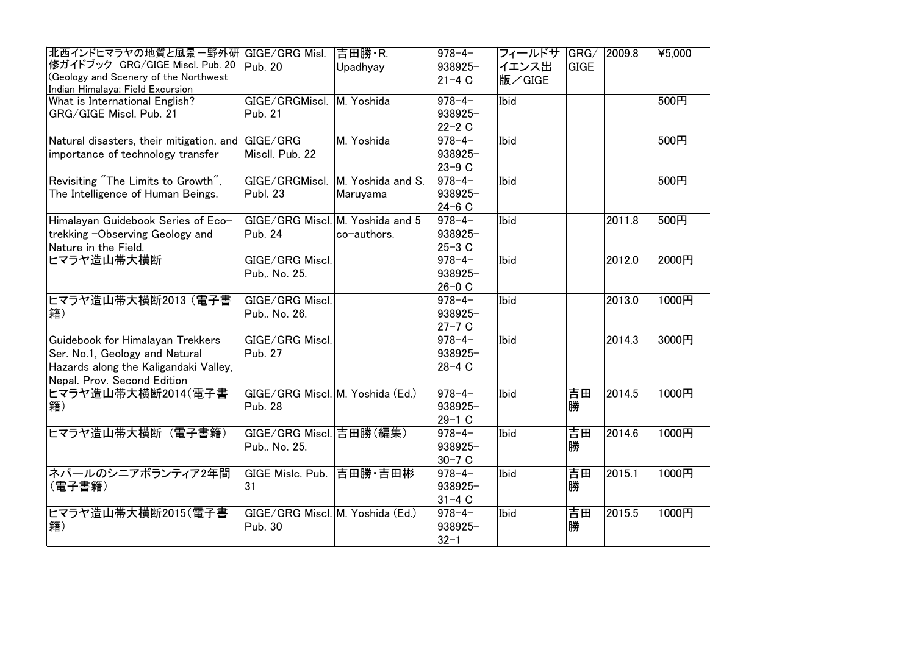| 北西インドヒマラヤの地質と風景ー野外研修ガイドブック GRG/GIGE Miscl. Pub. 20 (Geology and Scenery of the Northwest Indian Himalaya: Field Excursion | GIGE/GRG Misl. Pub. 20 | 吉田勝・R. Upadhyay | 978-4-938925-21-4 C | フィールドサイエンス出版／GIGE | GRG/GIGE | 2009.8 | ¥5,000 |
|---|---|---|---|---|---|---|---|
| What is International English? GRG/GIGE Miscl. Pub. 21 | GIGE/GRGMiscl. Pub. 21 | M. Yoshida | 978-4-938925-22-2 C | Ibid | | | 500円 |
| Natural disasters, their mitigation, and importance of technology transfer | GIGE/GRG Miscll. Pub. 22 | M. Yoshida | 978-4-938925-23-9 C | Ibid | | | 500円 |
| Revisiting "The Limits to Growth", The Intelligence of Human Beings. | GIGE/GRGMiscl. Publ. 23 | M. Yoshida and S. Maruyama | 978-4-938925-24-6 C | Ibid | | | 500円 |
| Himalayan Guidebook Series of Eco-trekking -Observing Geology and Nature in the Field. | GIGE/GRG Miscl. Pub. 24 | M. Yoshida and 5 co-authors. | 978-4-938925-25-3 C | Ibid | | 2011.8 | 500円 |
| ヒマラヤ造山帯大横断 | GIGE/GRG Miscl. Pub,. No. 25. | | 978-4-938925-26-0 C | Ibid | | 2012.0 | 2000円 |
| ヒマラヤ造山帯大横断2013（電子書籍） | GIGE/GRG Miscl. Pub,. No. 26. | | 978-4-938925-27-7 C | Ibid | | 2013.0 | 1000円 |
| Guidebook for Himalayan Trekkers Ser. No.1, Geology and Natural Hazards along the Kaligandaki Valley, Nepal. Prov. Second Edition | GIGE/GRG Miscl. Pub. 27 | | 978-4-938925-28-4 C | Ibid | | 2014.3 | 3000円 |
| ヒマラヤ造山帯大横断2014(電子書籍) | GIGE/GRG Miscl. Pub. 28 | M. Yoshida (Ed.) | 978-4-938925-29-1 C | Ibid | 吉田勝 | 2014.5 | 1000円 |
| ヒマラヤ造山帯大横断（電子書籍） | GIGE/GRG Miscl. Pub,. No. 25. | 吉田勝(編集) | 978-4-938925-30-7 C | Ibid | 吉田勝 | 2014.6 | 1000円 |
| ネパールのシニアボランティア2年間（電子書籍） | GIGE Mislc. Pub. 31 | 吉田勝・吉田彬 | 978-4-938925-31-4 C | Ibid | 吉田勝 | 2015.1 | 1000円 |
| ヒマラヤ造山帯大横断2015(電子書籍) | GIGE/GRG Miscl. Pub. 30 | M. Yoshida (Ed.) | 978-4-938925-32-1 | Ibid | 吉田勝 | 2015.5 | 1000円 |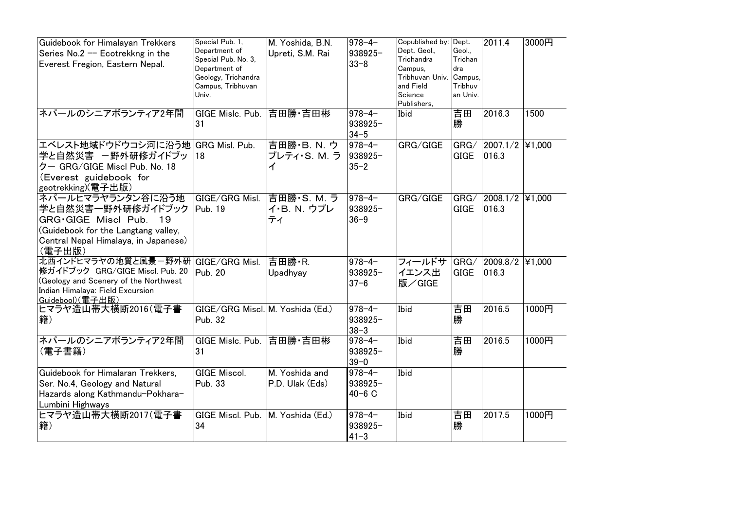| | | | | | | | |
|---|---|---|---|---|---|---|---|
| Guidebook for Himalayan Trekkers Series No.2 -- Ecotrekkng in the Everest Fregion, Eastern Nepal. | Special Pub. 1, Department of Special Pub. No. 3, Department of Geology, Trichandra Campus, Tribhuvan Univ. | M. Yoshida, B.N. Upreti, S.M. Rai | 978-4-938925-33-8 | Copublished by: Dept. Geol., Trichandra Campus, Tribhuvan Univ. and Field Science Publishers, | Dept. Geol., Trichandra Campus, Tribhuvan Univ. | 2011.4 | 3000円 |
| ネパールのシニアボランティア2年間 | GIGE Mislc. Pub. 31 | 吉田勝・吉田彬 | 978-4-938925-34-5 | Ibid | 吉田勝 | 2016.3 | 1500 |
| エベレスト地域ドウドウコシ河に沿う地学と自然災害 ー野外研修ガイドブックー GRG/GIGE Miscl Pub. No. 18 (Everest guidebook for geotrekking)(電子出版) | GRG Misl. Pub. 18 | 吉田勝・B. N. ウプレティ・S. M. ライ | 978-4-938925-35-2 | GRG/GIGE | GRG/GIGE | 2007.1/2016.3 | ¥1,000 |
| ネパールヒマラヤランタン谷に沿う地学と自然災害ー野外研修ガイドブック GRG・GIGE Miscl Pub. 19 (Guidebook for the Langtang valley, Central Nepal Himalaya, in Japanese) (電子出版) | GIGE/GRG Misl. Pub. 19 | 吉田勝・S. M. ライ・B. N. ウプレティ | 978-4-938925-36-9 | GRG/GIGE | GRG/GIGE | 2008.1/2016.3 | ¥1,000 |
| 北西インドヒマラヤの地質と風景ー野外研修ガイドブック GRG/GIGE Miscl. Pub. 20 (Geology and Scenery of the Northwest Indian Himalaya: Field Excursion Guidebool)(電子出版) | GIGE/GRG Misl. Pub. 20 | 吉田勝・R. Upadhyay | 978-4-938925-37-6 | フィールドサイエンス出版/GIGE | GRG/GIGE | 2009.8/2016.3 | ¥1,000 |
| ヒマラヤ造山帯大横断2016(電子書籍) | GIGE/GRG Miscl. Pub. 32 | M. Yoshida (Ed.) | 978-4-938925-38-3 | Ibid | 吉田勝 | 2016.5 | 1000円 |
| ネパールのシニアボランティア2年間(電子書籍) | GIGE Mislc. Pub. 31 | 吉田勝・吉田彬 | 978-4-938925-39-0 | Ibid | 吉田勝 | 2016.5 | 1000円 |
| Guidebook for Himalaran Trekkers, Ser. No.4, Geology and Natural Hazards along Kathmandu-Pokhara-Lumbini Highways | GIGE Miscol. Pub. 33 | M. Yoshida and P.D. Ulak (Eds) | 978-4-938925-40-6 C | Ibid | | | |
| ヒマラヤ造山帯大横断2017(電子書籍) | GIGE Miscl. Pub. 34 | M. Yoshida (Ed.) | 978-4-938925-41-3 | Ibid | 吉田勝 | 2017.5 | 1000円 |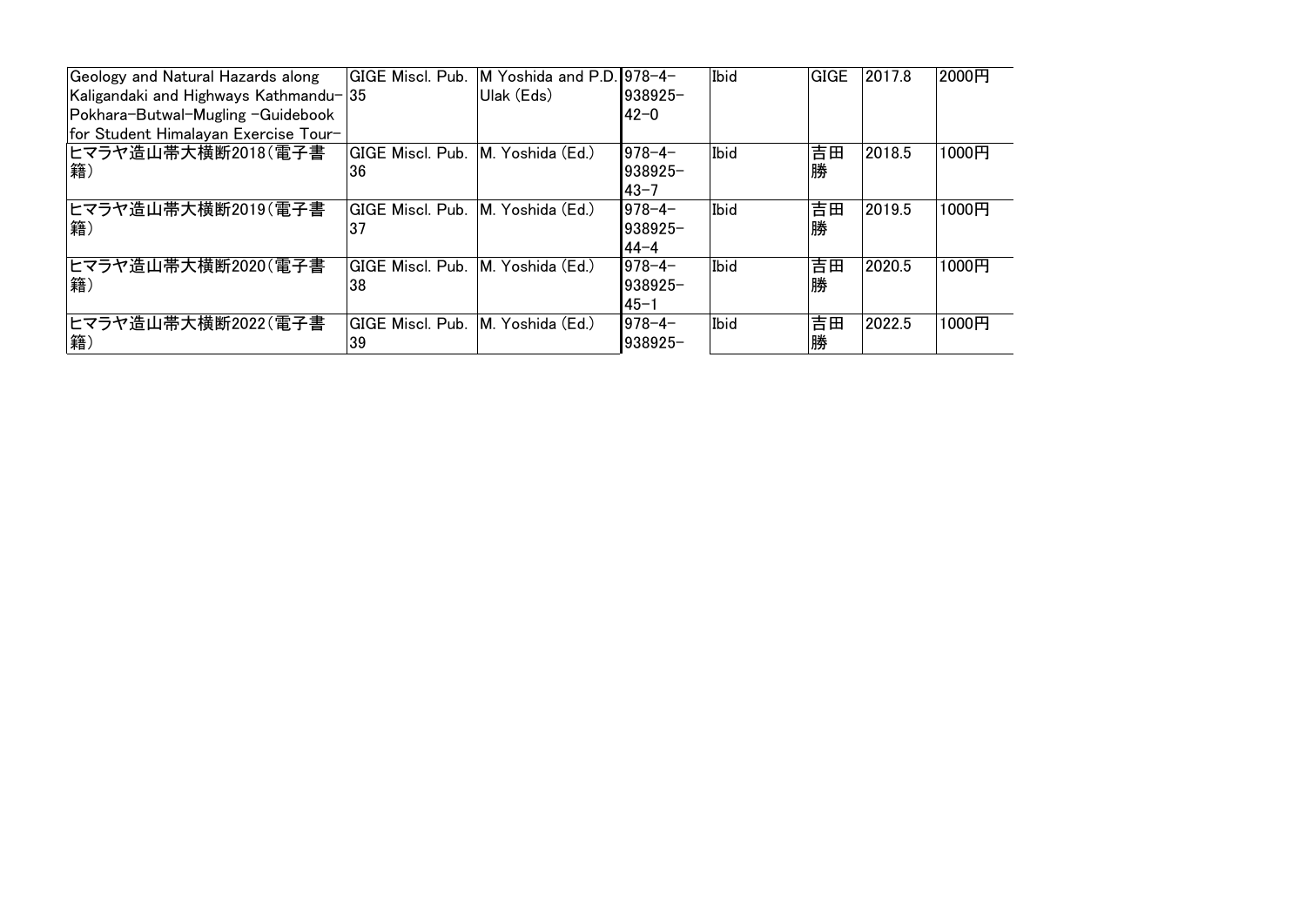| | | | | | | | |
|---|---|---|---|---|---|---|---|
| Geology and Natural Hazards along Kaligandaki and Highways Kathmandu–Pokhara–Butwal–Mugling –Guidebook for Student Himalayan Exercise Tour– | GIGE Miscl. Pub. 35 | M Yoshida and P.D. Ulak (Eds) | 978–4–938925–42–0 | Ibid | GIGE | 2017.8 | 2000円 |
| ヒマラヤ造山帯大横断2018(電子書籍) | GIGE Miscl. Pub. 36 | M. Yoshida (Ed.) | 978–4–938925–43–7 | Ibid | 吉田勝 | 2018.5 | 1000円 |
| ヒマラヤ造山帯大横断2019(電子書籍) | GIGE Miscl. Pub. 37 | M. Yoshida (Ed.) | 978–4–938925–44–4 | Ibid | 吉田勝 | 2019.5 | 1000円 |
| ヒマラヤ造山帯大横断2020(電子書籍) | GIGE Miscl. Pub. 38 | M. Yoshida (Ed.) | 978–4–938925–45–1 | Ibid | 吉田勝 | 2020.5 | 1000円 |
| ヒマラヤ造山帯大横断2022(電子書籍) | GIGE Miscl. Pub. 39 | M. Yoshida (Ed.) | 978–4–938925– | Ibid | 吉田勝 | 2022.5 | 1000円 |